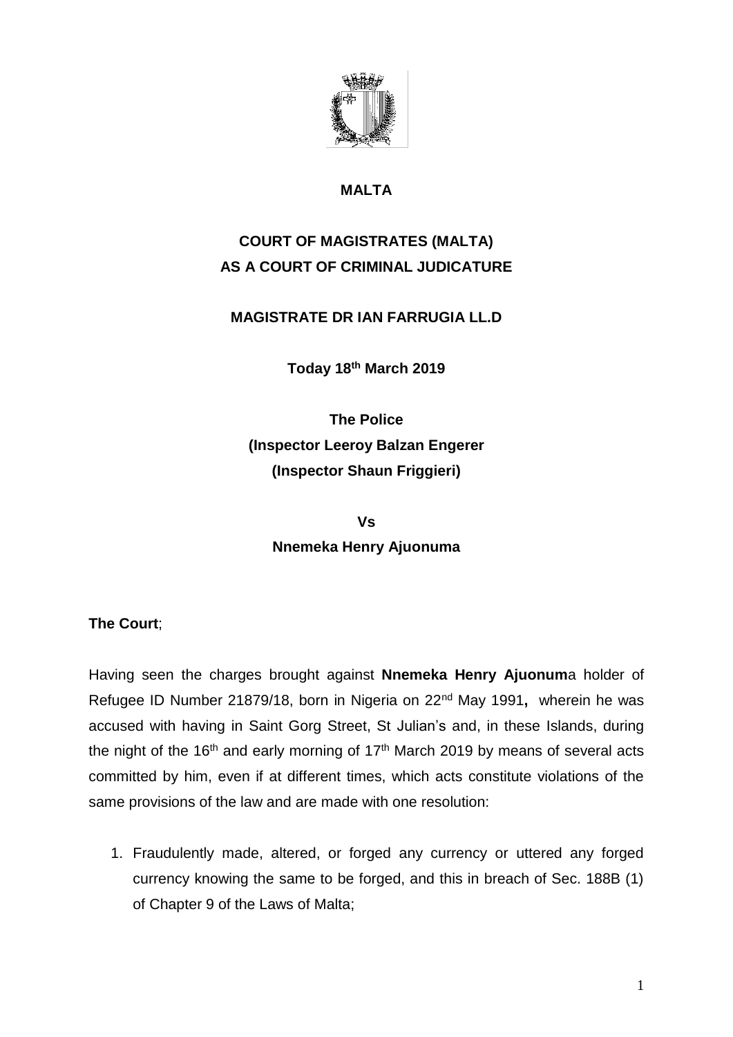**MALTA**

**COURT OF MAGISTRATES (MALTA)**
**AS A COURT OF CRIMINAL JUDICATURE**

**MAGISTRATE DR IAN FARRUGIA LL.D**

**Today 18th March 2019**

**The Police**
**(Inspector Leeroy Balzan Engerer**
**(Inspector Shaun Friggieri)**

**Vs**
**Nnemeka Henry Ajuonuma**

**The Court**;

Having seen the charges brought against **Nnemeka Henry Ajuonuma** holder of Refugee ID Number 21879/18, born in Nigeria on 22nd May 1991**,** wherein he was accused with having in Saint Gorg Street, St Julian's and, in these Islands, during the night of the 16th and early morning of 17th March 2019 by means of several acts committed by him, even if at different times, which acts constitute violations of the same provisions of the law and are made with one resolution:

1. Fraudulently made, altered, or forged any currency or uttered any forged currency knowing the same to be forged, and this in breach of Sec. 188B (1) of Chapter 9 of the Laws of Malta;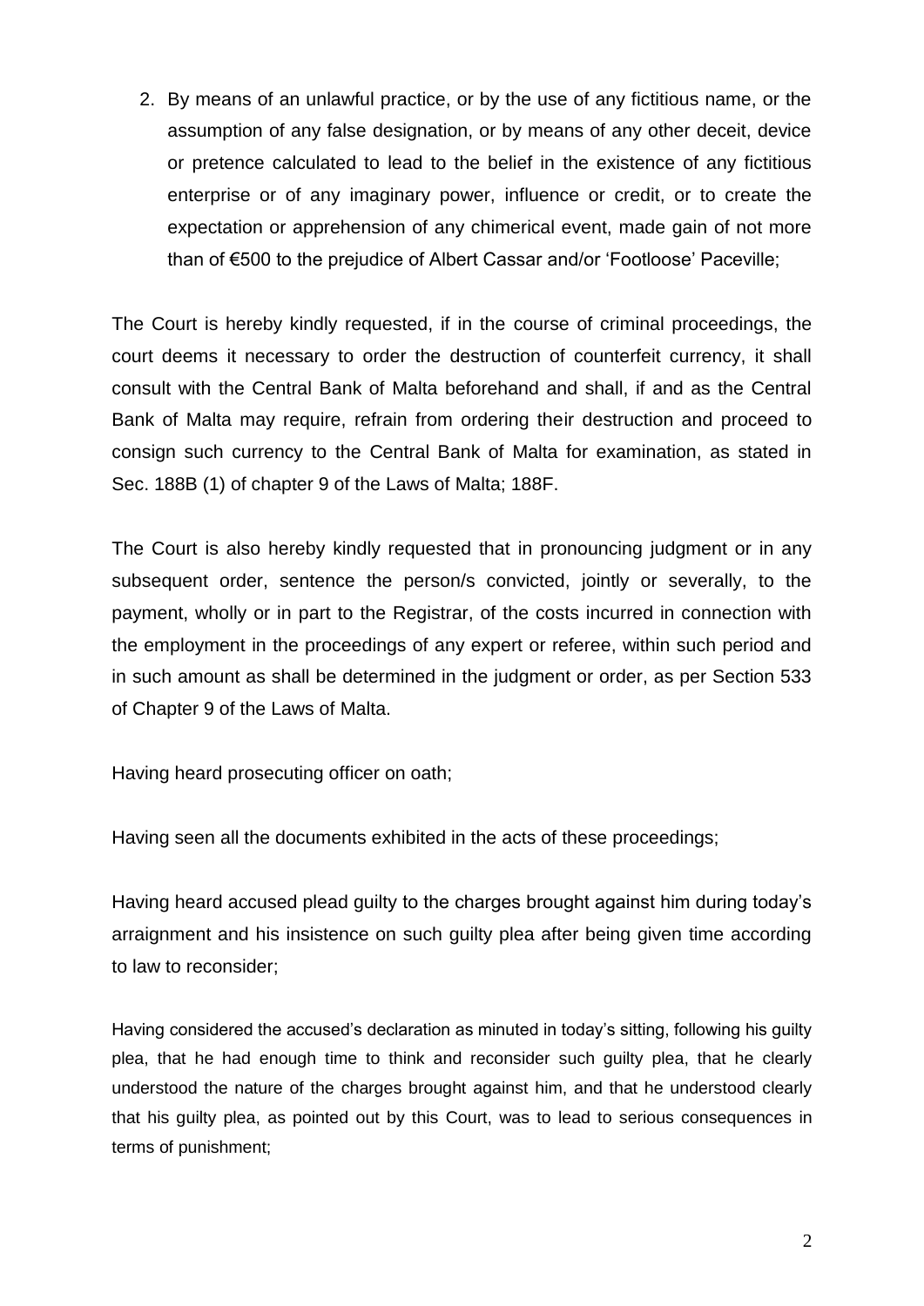2. By means of an unlawful practice, or by the use of any fictitious name, or the assumption of any false designation, or by means of any other deceit, device or pretence calculated to lead to the belief in the existence of any fictitious enterprise or of any imaginary power, influence or credit, or to create the expectation or apprehension of any chimerical event, made gain of not more than of €500 to the prejudice of Albert Cassar and/or 'Footloose' Paceville;

The Court is hereby kindly requested, if in the course of criminal proceedings, the court deems it necessary to order the destruction of counterfeit currency, it shall consult with the Central Bank of Malta beforehand and shall, if and as the Central Bank of Malta may require, refrain from ordering their destruction and proceed to consign such currency to the Central Bank of Malta for examination, as stated in Sec. 188B (1) of chapter 9 of the Laws of Malta; 188F.

The Court is also hereby kindly requested that in pronouncing judgment or in any subsequent order, sentence the person/s convicted, jointly or severally, to the payment, wholly or in part to the Registrar, of the costs incurred in connection with the employment in the proceedings of any expert or referee, within such period and in such amount as shall be determined in the judgment or order, as per Section 533 of Chapter 9 of the Laws of Malta.

Having heard prosecuting officer on oath;

Having seen all the documents exhibited in the acts of these proceedings;

Having heard accused plead guilty to the charges brought against him during today's arraignment and his insistence on such guilty plea after being given time according to law to reconsider;

Having considered the accused's declaration as minuted in today's sitting, following his guilty plea, that he had enough time to think and reconsider such guilty plea, that he clearly understood the nature of the charges brought against him, and that he understood clearly that his guilty plea, as pointed out by this Court, was to lead to serious consequences in terms of punishment;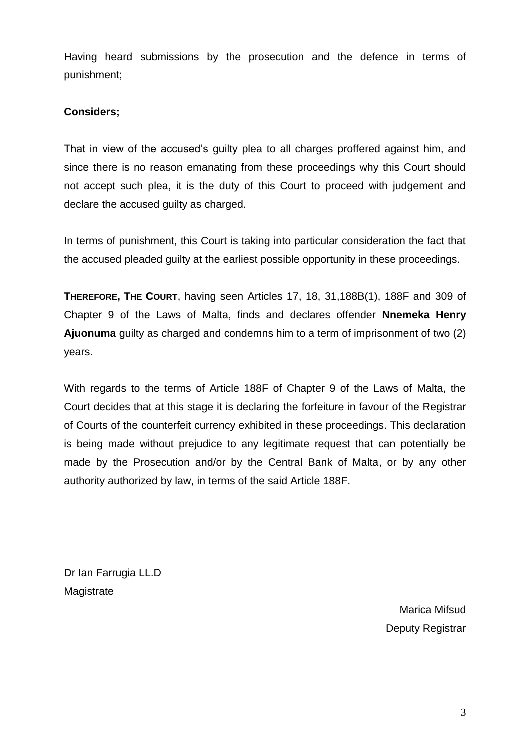Having heard submissions by the prosecution and the defence in terms of punishment;

**Considers;**

That in view of the accused's guilty plea to all charges proffered against him, and since there is no reason emanating from these proceedings why this Court should not accept such plea, it is the duty of this Court to proceed with judgement and declare the accused guilty as charged.

In terms of punishment, this Court is taking into particular consideration the fact that the accused pleaded guilty at the earliest possible opportunity in these proceedings.

**THEREFORE, THE COURT**, having seen Articles 17, 18, 31,188B(1), 188F and 309 of Chapter 9 of the Laws of Malta, finds and declares offender **Nnemeka Henry Ajuonuma** guilty as charged and condemns him to a term of imprisonment of two (2) years.

With regards to the terms of Article 188F of Chapter 9 of the Laws of Malta, the Court decides that at this stage it is declaring the forfeiture in favour of the Registrar of Courts of the counterfeit currency exhibited in these proceedings. This declaration is being made without prejudice to any legitimate request that can potentially be made by the Prosecution and/or by the Central Bank of Malta, or by any other authority authorized by law, in terms of the said Article 188F.

Dr Ian Farrugia LL.D
Magistrate

Marica Mifsud
Deputy Registrar